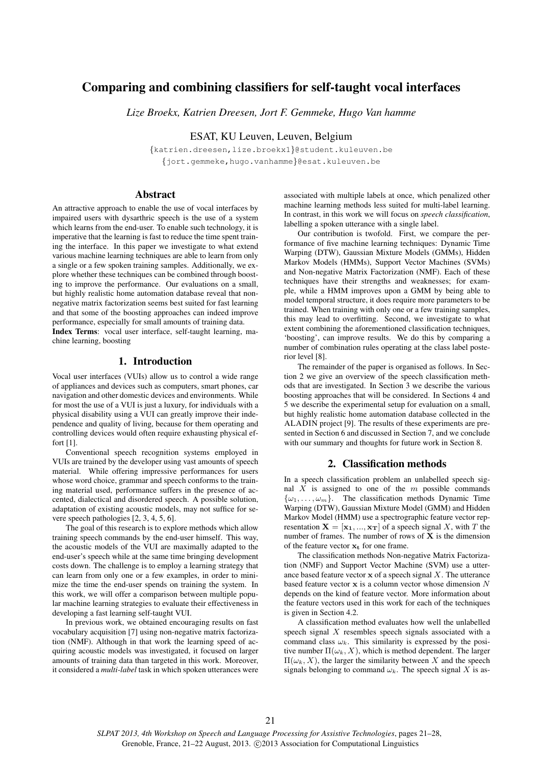# Comparing and combining classifiers for self-taught vocal interfaces

*Lize Broekx, Katrien Dreesen, Jort F. Gemmeke, Hugo Van hamme*

ESAT, KU Leuven, Leuven, Belgium

{katrien.dreesen,lize.broekx1}@student.kuleuven.be
{jort.gemmeke,hugo.vanhamme}@esat.kuleuven.be

## Abstract

An attractive approach to enable the use of vocal interfaces by impaired users with dysarthric speech is the use of a system which learns from the end-user. To enable such technology, it is imperative that the learning is fast to reduce the time spent training the interface. In this paper we investigate to what extend various machine learning techniques are able to learn from only a single or a few spoken training samples. Additionally, we explore whether these techniques can be combined through boosting to improve the performance. Our evaluations on a small, but highly realistic home automation database reveal that non-negative matrix factorization seems best suited for fast learning and that some of the boosting approaches can indeed improve performance, especially for small amounts of training data.

**Index Terms**: vocal user interface, self-taught learning, machine learning, boosting

## 1. Introduction

Vocal user interfaces (VUIs) allow us to control a wide range of appliances and devices such as computers, smart phones, car navigation and other domestic devices and environments. While for most the use of a VUI is just a luxury, for individuals with a physical disability using a VUI can greatly improve their independence and quality of living, because for them operating and controlling devices would often require exhausting physical effort [1].

Conventional speech recognition systems employed in VUIs are trained by the developer using vast amounts of speech material. While offering impressive performances for users whose word choice, grammar and speech conforms to the training material used, performance suffers in the presence of accented, dialectical and disordered speech. A possible solution, adaptation of existing acoustic models, may not suffice for severe speech pathologies [2, 3, 4, 5, 6].

The goal of this research is to explore methods which allow training speech commands by the end-user himself. This way, the acoustic models of the VUI are maximally adapted to the end-user's speech while at the same time bringing development costs down. The challenge is to employ a learning strategy that can learn from only one or a few examples, in order to minimize the time the end-user spends on training the system. In this work, we will offer a comparison between multiple popular machine learning strategies to evaluate their effectiveness in developing a fast learning self-taught VUI.

In previous work, we obtained encouraging results on fast vocabulary acquisition [7] using non-negative matrix factorization (NMF). Although in that work the learning speed of acquiring acoustic models was investigated, it focused on larger amounts of training data than targeted in this work. Moreover, it considered a *multi-label* task in which spoken utterances were associated with multiple labels at once, which penalized other machine learning methods less suited for multi-label learning. In contrast, in this work we will focus on *speech classification*, labelling a spoken utterance with a single label.

Our contribution is twofold. First, we compare the performance of five machine learning techniques: Dynamic Time Warping (DTW), Gaussian Mixture Models (GMMs), Hidden Markov Models (HMMs), Support Vector Machines (SVMs) and Non-negative Matrix Factorization (NMF). Each of these techniques have their strengths and weaknesses; for example, while a HMM improves upon a GMM by being able to model temporal structure, it does require more parameters to be trained. When training with only one or a few training samples, this may lead to overfitting. Second, we investigate to what extent combining the aforementioned classification techniques, 'boosting', can improve results. We do this by comparing a number of combination rules operating at the class label posterior level [8].

The remainder of the paper is organised as follows. In Section 2 we give an overview of the speech classification methods that are investigated. In Section 3 we describe the various boosting approaches that will be considered. In Sections 4 and 5 we describe the experimental setup for evaluation on a small, but highly realistic home automation database collected in the ALADIN project [9]. The results of these experiments are presented in Section 6 and discussed in Section 7, and we conclude with our summary and thoughts for future work in Section 8.

## 2. Classification methods

In a speech classification problem an unlabelled speech signal $X$ is assigned to one of the $m$ possible commands $\{\omega_1, \ldots, \omega_m\}$. The classification methods Dynamic Time Warping (DTW), Gaussian Mixture Model (GMM) and Hidden Markov Model (HMM) use a spectrographic feature vector representation $\mathbf{X} = [\mathbf{x_1}, ..., \mathbf{x_T}]$ of a speech signal $X$, with $T$ the number of frames. The number of rows of $\mathbf{X}$ is the dimension of the feature vector $\mathbf{x_t}$ for one frame.

The classification methods Non-negative Matrix Factorization (NMF) and Support Vector Machine (SVM) use a utterance based feature vector $\mathbf{x}$ of a speech signal $X$. The utterance based feature vector $\mathbf{x}$ is a column vector whose dimension $N$ depends on the kind of feature vector. More information about the feature vectors used in this work for each of the techniques is given in Section 4.2.

A classification method evaluates how well the unlabelled speech signal $X$ resembles speech signals associated with a command class $\omega_k$. This similarity is expressed by the positive number $\Pi(\omega_k, X)$, which is method dependent. The larger $\Pi(\omega_k, X)$, the larger the similarity between $X$ and the speech signals belonging to command $\omega_k$. The speech signal $X$ is as-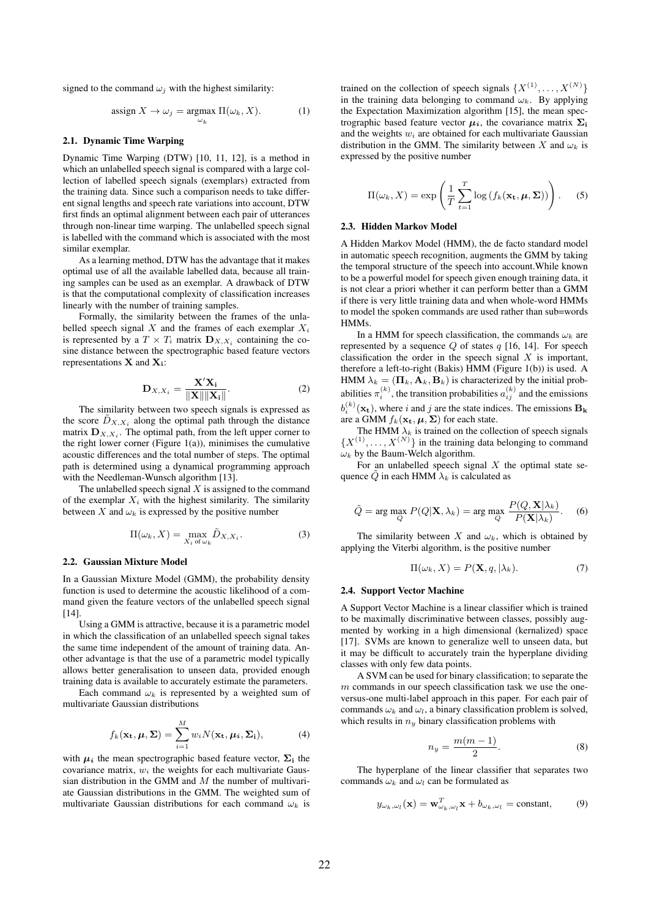signed to the command $\omega_j$ with the highest similarity:

$$\text{assign } X \rightarrow \omega_j = \underset{\omega_k}{\operatorname{argmax}}\ \Pi(\omega_k, X). \tag{1}$$

### 2.1. Dynamic Time Warping

Dynamic Time Warping (DTW) [10, 11, 12], is a method in which an unlabelled speech signal is compared with a large collection of labelled speech signals (exemplars) extracted from the training data. Since such a comparison needs to take different signal lengths and speech rate variations into account, DTW first finds an optimal alignment between each pair of utterances through non-linear time warping. The unlabelled speech signal is labelled with the command which is associated with the most similar exemplar.

As a learning method, DTW has the advantage that it makes optimal use of all the available labelled data, because all training samples can be used as an exemplar. A drawback of DTW is that the computational complexity of classification increases linearly with the number of training samples.

Formally, the similarity between the frames of the unlabelled speech signal $X$ and the frames of each exemplar $X_i$ is represented by a $T \times T_i$ matrix $\mathbf{D}_{X,X_i}$ containing the cosine distance between the spectrographic based feature vectors representations $\mathbf{X}$ and $\mathbf{X_i}$:

$$\mathbf{D}_{X,X_i} = \frac{\mathbf{X}'\mathbf{X_i}}{\|\mathbf{X}\|\|\mathbf{X_i}\|}. \tag{2}$$

The similarity between two speech signals is expressed as the score $\tilde{D}_{X,X_i}$ along the optimal path through the distance matrix $\mathbf{D}_{X,X_i}$. The optimal path, from the left upper corner to the right lower corner (Figure 1(a)), minimises the cumulative acoustic differences and the total number of steps. The optimal path is determined using a dynamical programming approach with the Needleman-Wunsch algorithm [13].

The unlabelled speech signal $X$ is assigned to the command of the exemplar $X_i$ with the highest similarity. The similarity between $X$ and $\omega_k$ is expressed by the positive number

$$\Pi(\omega_k, X) = \max_{X_i \text{ of } \omega_k} \tilde{D}_{X,X_i}. \tag{3}$$

### 2.2. Gaussian Mixture Model

In a Gaussian Mixture Model (GMM), the probability density function is used to determine the acoustic likelihood of a command given the feature vectors of the unlabelled speech signal [14].

Using a GMM is attractive, because it is a parametric model in which the classification of an unlabelled speech signal takes the same time independent of the amount of training data. Another advantage is that the use of a parametric model typically allows better generalisation to unseen data, provided enough training data is available to accurately estimate the parameters.

Each command $\omega_k$ is represented by a weighted sum of multivariate Gaussian distributions

$$f_k(\mathbf{x_t}, \boldsymbol{\mu}, \boldsymbol{\Sigma}) = \sum_{i=1}^{M} w_i N(\mathbf{x_t}, \boldsymbol{\mu_i}, \boldsymbol{\Sigma_i}), \tag{4}$$

with $\boldsymbol{\mu_i}$ the mean spectrographic based feature vector, $\boldsymbol{\Sigma_i}$ the covariance matrix, $w_i$ the weights for each multivariate Gaussian distribution in the GMM and $M$ the number of multivariate Gaussian distributions in the GMM. The weighted sum of multivariate Gaussian distributions for each command $\omega_k$ is trained on the collection of speech signals $\{X^{(1)}, \dots, X^{(N)}\}$ in the training data belonging to command $\omega_k$. By applying the Expectation Maximization algorithm [15], the mean spectrographic based feature vector $\boldsymbol{\mu_i}$, the covariance matrix $\boldsymbol{\Sigma_i}$ and the weights $w_i$ are obtained for each multivariate Gaussian distribution in the GMM. The similarity between $X$ and $\omega_k$ is expressed by the positive number

$$\Pi(\omega_k, X) = \exp\left(\frac{1}{T}\sum_{t=1}^{T} \log\left(f_k(\mathbf{x_t}, \boldsymbol{\mu}, \boldsymbol{\Sigma})\right)\right). \tag{5}$$

### 2.3. Hidden Markov Model

A Hidden Markov Model (HMM), the de facto standard model in automatic speech recognition, augments the GMM by taking the temporal structure of the speech into account.While known to be a powerful model for speech given enough training data, it is not clear a priori whether it can perform better than a GMM if there is very little training data and when whole-word HMMs to model the spoken commands are used rather than sub=words HMMs.

In a HMM for speech classification, the commands $\omega_k$ are represented by a sequence $Q$ of states $q$ [16, 14]. For speech classification the order in the speech signal $X$ is important, therefore a left-to-right (Bakis) HMM (Figure 1(b)) is used. A HMM $\lambda_k = (\mathbf{\Pi}_k, \mathbf{A}_k, \mathbf{B}_k)$ is characterized by the initial probabilities $\pi_i^{(k)}$, the transition probabilities $a_{ij}^{(k)}$ and the emissions $b_i^{(k)}(\mathbf{x_t})$, where $i$ and $j$ are the state indices. The emissions $\mathbf{B_k}$ are a GMM $f_k(\mathbf{x_t}, \boldsymbol{\mu}, \boldsymbol{\Sigma})$ for each state.

The HMM $\lambda_k$ is trained on the collection of speech signals $\{X^{(1)}, \dots, X^{(N)}\}$ in the training data belonging to command $\omega_k$ by the Baum-Welch algorithm.

For an unlabelled speech signal $X$ the optimal state sequence $\tilde{Q}$ in each HMM $\lambda_k$ is calculated as

$$\tilde{Q} = \arg\max_{Q} P(Q|\mathbf{X}, \lambda_k) = \arg\max_{Q} \frac{P(Q, \mathbf{X}|\lambda_k)}{P(\mathbf{X}|\lambda_k)}. \tag{6}$$

The similarity between $X$ and $\omega_k$, which is obtained by applying the Viterbi algorithm, is the positive number

$$\Pi(\omega_k, X) = P(\mathbf{X}, q, |\lambda_k). \tag{7}$$

### 2.4. Support Vector Machine

A Support Vector Machine is a linear classifier which is trained to be maximally discriminative between classes, possibly augmented by working in a high dimensional (kernalized) space [17]. SVMs are known to generalize well to unseen data, but it may be difficult to accurately train the hyperplane dividing classes with only few data points.

A SVM can be used for binary classification; to separate the $m$ commands in our speech classification task we use the one-versus-one multi-label approach in this paper. For each pair of commands $\omega_k$ and $\omega_l$, a binary classification problem is solved, which results in $n_y$ binary classification problems with

$$n_y = \frac{m(m-1)}{2}. \tag{8}$$

The hyperplane of the linear classifier that separates two commands $\omega_k$ and $\omega_l$ can be formulated as

$$y_{\omega_k,\omega_l}(\mathbf{x}) = \mathbf{w}_{\omega_k,\omega_l}^T \mathbf{x} + b_{\omega_k,\omega_l} = \text{constant}, \tag{9}$$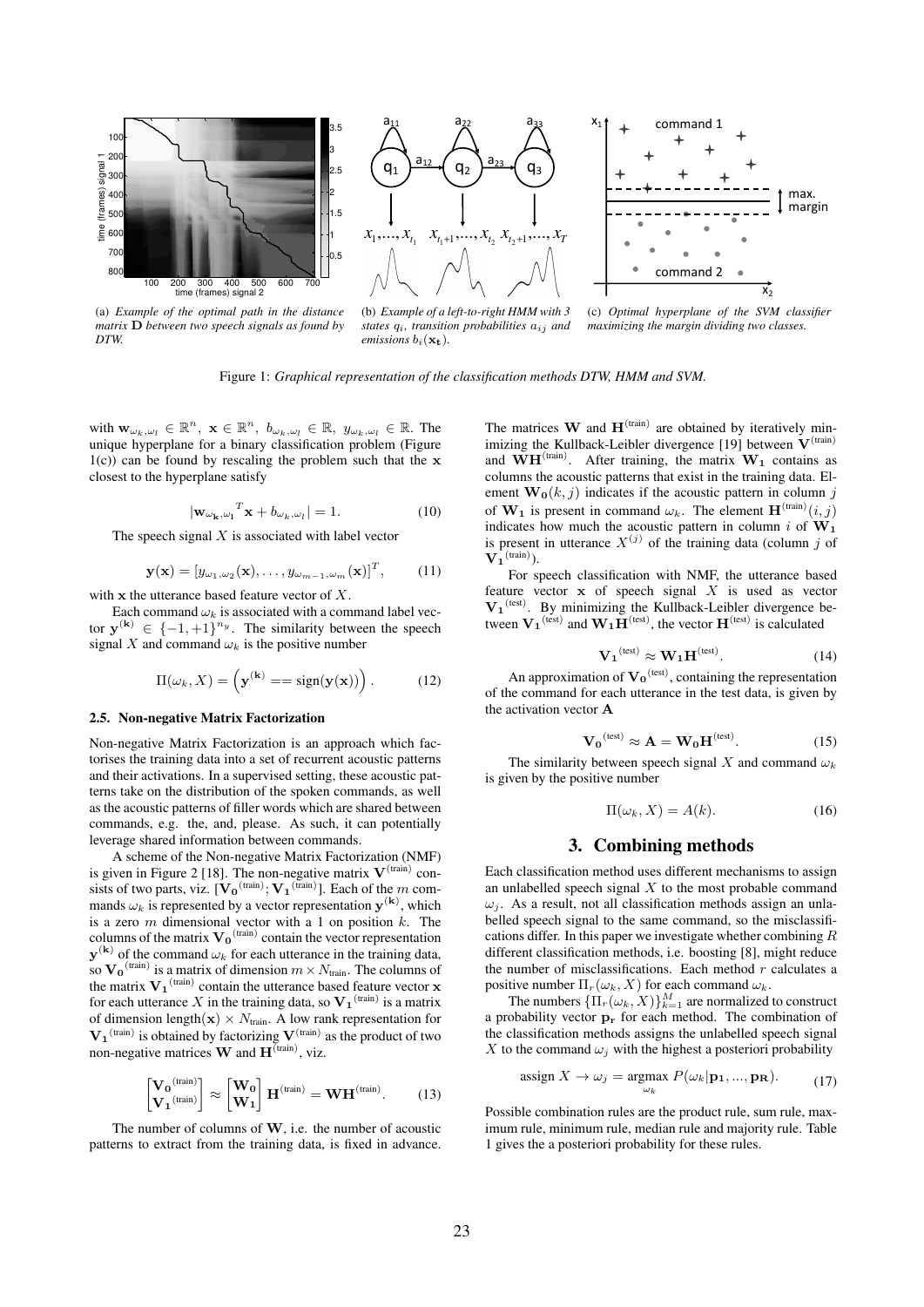(a) *Example of the optimal path in the distance matrix* $\mathbf{D}$ *between two speech signals as found by DTW.*

(b) *Example of a left-to-right HMM with 3 states* $q_i$*, transition probabilities* $a_{ij}$ *and emissions* $b_i(\mathbf{x_t})$*.*

(c) *Optimal hyperplane of the SVM classifier maximizing the margin dividing two classes.*

Figure 1: *Graphical representation of the classification methods DTW, HMM and SVM.*

with $\mathbf{w}_{\omega_k,\omega_l} \in \mathbb{R}^n$, $\mathbf{x} \in \mathbb{R}^n$, $b_{\omega_k,\omega_l} \in \mathbb{R}$, $y_{\omega_k,\omega_l} \in \mathbb{R}$. The unique hyperplane for a binary classification problem (Figure 1(c)) can be found by rescaling the problem such that the $\mathbf{x}$ closest to the hyperplane satisfy

$$|\mathbf{w}_{\omega_\mathbf{k},\omega_l}{}^T\mathbf{x} + b_{\omega_k,\omega_l}| = 1. \tag{10}$$

The speech signal $X$ is associated with label vector

$$\mathbf{y}(\mathbf{x}) = [y_{\omega_1,\omega_2}(\mathbf{x}), \ldots, y_{\omega_{m-1},\omega_m}(\mathbf{x})]^T, \tag{11}$$

with $\mathbf{x}$ the utterance based feature vector of $X$.

Each command $\omega_k$ is associated with a command label vector $\mathbf{y}^{(\mathbf{k})} \in \{-1,+1\}^{n_y}$. The similarity between the speech signal $X$ and command $\omega_k$ is the positive number

$$\Pi(\omega_k, X) = \left(\mathbf{y}^{(\mathbf{k})} == \text{sign}(\mathbf{y}(\mathbf{x}))\right). \tag{12}$$

### 2.5. Non-negative Matrix Factorization

Non-negative Matrix Factorization is an approach which factorises the training data into a set of recurrent acoustic patterns and their activations. In a supervised setting, these acoustic patterns take on the distribution of the spoken commands, as well as the acoustic patterns of filler words which are shared between commands, e.g. the, and, please. As such, it can potentially leverage shared information between commands.

A scheme of the Non-negative Matrix Factorization (NMF) is given in Figure 2 [18]. The non-negative matrix $\mathbf{V}^{(\text{train})}$ consists of two parts, viz. $[\mathbf{V_0}^{(\text{train})}; \mathbf{V_1}^{(\text{train})}]$. Each of the $m$ commands $\omega_k$ is represented by a vector representation $\mathbf{y}^{(\mathbf{k})}$, which is a zero $m$ dimensional vector with a 1 on position $k$. The columns of the matrix $\mathbf{V_0}^{(\text{train})}$ contain the vector representation $\mathbf{y}^{(\mathbf{k})}$ of the command $\omega_k$ for each utterance in the training data, so $\mathbf{V_0}^{(\text{train})}$ is a matrix of dimension $m \times N_{\text{train}}$. The columns of the matrix $\mathbf{V_1}^{(\text{train})}$ contain the utterance based feature vector $\mathbf{x}$ for each utterance $X$ in the training data, so $\mathbf{V_1}^{(\text{train})}$ is a matrix of dimension length$(\mathbf{x}) \times N_{\text{train}}$. A low rank representation for $\mathbf{V_1}^{(\text{train})}$ is obtained by factorizing $\mathbf{V}^{(\text{train})}$ as the product of two non-negative matrices $\mathbf{W}$ and $\mathbf{H}^{(\text{train})}$, viz.

$$\begin{bmatrix}\mathbf{V_0}^{(\text{train})}\\ \mathbf{V_1}^{(\text{train})}\end{bmatrix} \approx \begin{bmatrix}\mathbf{W_0}\\ \mathbf{W_1}\end{bmatrix}\mathbf{H}^{(\text{train})} = \mathbf{W}\mathbf{H}^{(\text{train})}. \tag{13}$$

The number of columns of $\mathbf{W}$, i.e. the number of acoustic patterns to extract from the training data, is fixed in advance. The matrices $\mathbf{W}$ and $\mathbf{H}^{(\text{train})}$ are obtained by iteratively minimizing the Kullback-Leibler divergence [19] between $\mathbf{V}^{(\text{train})}$ and $\mathbf{W}\mathbf{H}^{(\text{train})}$. After training, the matrix $\mathbf{W_1}$ contains as columns the acoustic patterns that exist in the training data. Element $\mathbf{W_0}(k,j)$ indicates if the acoustic pattern in column $j$ of $\mathbf{W_1}$ is present in command $\omega_k$. The element $\mathbf{H}^{(\text{train})}(i,j)$ indicates how much the acoustic pattern in column $i$ of $\mathbf{W_1}$ is present in utterance $X^{(j)}$ of the training data (column $j$ of $\mathbf{V_1}^{(\text{train})}$).

For speech classification with NMF, the utterance based feature vector $\mathbf{x}$ of speech signal $X$ is used as vector $\mathbf{V_1}^{(\text{test})}$. By minimizing the Kullback-Leibler divergence between $\mathbf{V_1}^{(\text{test})}$ and $\mathbf{W_1}\mathbf{H}^{(\text{test})}$, the vector $\mathbf{H}^{(\text{test})}$ is calculated

$$\mathbf{V_1}^{(\text{test})} \approx \mathbf{W_1}\mathbf{H}^{(\text{test})}. \tag{14}$$

An approximation of $\mathbf{V_0}^{(\text{test})}$, containing the representation of the command for each utterance in the test data, is given by the activation vector $\mathbf{A}$

$$\mathbf{V_0}^{(\text{test})} \approx \mathbf{A} = \mathbf{W_0}\mathbf{H}^{(\text{test})}. \tag{15}$$

The similarity between speech signal $X$ and command $\omega_k$ is given by the positive number

$$\Pi(\omega_k, X) = A(k). \tag{16}$$

## 3. Combining methods

Each classification method uses different mechanisms to assign an unlabelled speech signal $X$ to the most probable command $\omega_j$. As a result, not all classification methods assign an unlabelled speech signal to the same command, so the misclassifications differ. In this paper we investigate whether combining $R$ different classification methods, i.e. boosting [8], might reduce the number of misclassifications. Each method $r$ calculates a positive number $\Pi_r(\omega_k, X)$ for each command $\omega_k$.

The numbers $\{\Pi_r(\omega_k, X)\}_{k=1}^M$ are normalized to construct a probability vector $\mathbf{p_r}$ for each method. The combination of the classification methods assigns the unlabelled speech signal $X$ to the command $\omega_j$ with the highest a posteriori probability

$$\text{assign } X \rightarrow \omega_j = \underset{\omega_k}{\text{argmax}}\ P(\omega_k|\mathbf{p_1}, ..., \mathbf{p_R}). \tag{17}$$

Possible combination rules are the product rule, sum rule, maximum rule, minimum rule, median rule and majority rule. Table 1 gives the a posteriori probability for these rules.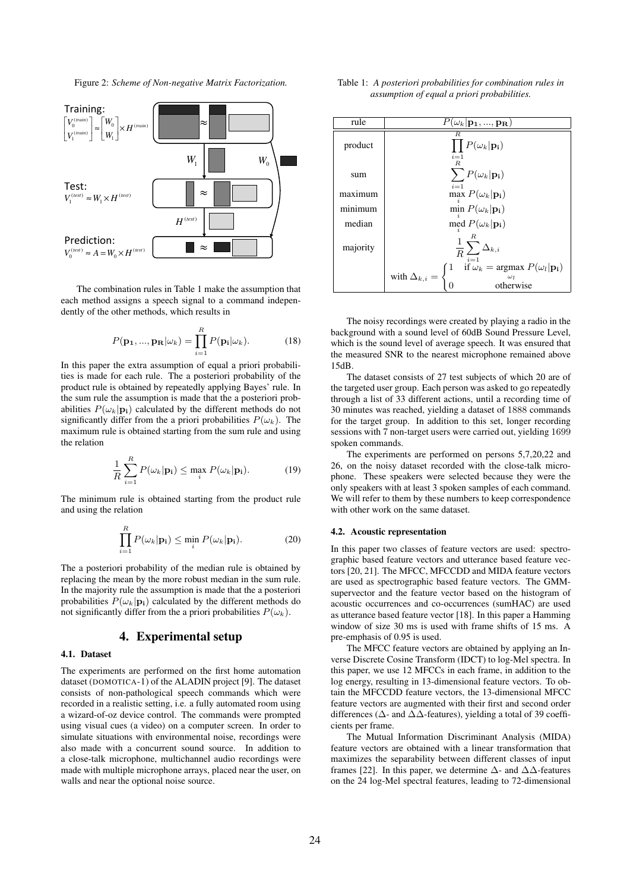Figure 2: *Scheme of Non-negative Matrix Factorization.*

Training:
$\begin{bmatrix} V_0^{(train)} \\ V_1^{(train)} \end{bmatrix} \approx \begin{bmatrix} W_0 \\ W_1 \end{bmatrix} \times H^{(train)}$

Test:
$V_1^{(test)} \approx W_1 \times H^{(test)}$

Prediction:
$V_0^{(test)} \approx A = W_0 \times H^{(test)}$

The combination rules in Table 1 make the assumption that each method assigns a speech signal to a command independently of the other methods, which results in

$$P(\mathbf{p_1}, ..., \mathbf{p_R}|\omega_k) = \prod_{i=1}^{R} P(\mathbf{p_i}|\omega_k). \tag{18}$$

In this paper the extra assumption of equal a priori probabilities is made for each rule. The a posteriori probability of the product rule is obtained by repeatedly applying Bayes' rule. In the sum rule the assumption is made that the a posteriori probabilities $P(\omega_k|\mathbf{p_i})$ calculated by the different methods do not significantly differ from the a priori probabilities $P(\omega_k)$. The maximum rule is obtained starting from the sum rule and using the relation

$$\frac{1}{R}\sum_{i=1}^{R} P(\omega_k|\mathbf{p_i}) \leq \max_i P(\omega_k|\mathbf{p_i}). \tag{19}$$

The minimum rule is obtained starting from the product rule and using the relation

$$\prod_{i=1}^{R} P(\omega_k|\mathbf{p_i}) \leq \min_i P(\omega_k|\mathbf{p_i}). \tag{20}$$

The a posteriori probability of the median rule is obtained by replacing the mean by the more robust median in the sum rule. In the majority rule the assumption is made that the a posteriori probabilities $P(\omega_k|\mathbf{p_i})$ calculated by the different methods do not significantly differ from the a priori probabilities $P(\omega_k)$.

Table 1: *A posteriori probabilities for combination rules in assumption of equal a priori probabilities.*

| rule | $P(\omega_k\|\mathbf{p_1}, ..., \mathbf{p_R})$ |
|---|---|
| product | $\prod_{i=1}^{R} P(\omega_k\|\mathbf{p_i})$ |
| sum | $\sum_{i=1}^{R} P(\omega_k\|\mathbf{p_i})$ |
| maximum | $\max_i P(\omega_k\|\mathbf{p_i})$ |
| minimum | $\min_i P(\omega_k\|\mathbf{p_i})$ |
| median | $\text{med}_i P(\omega_k\|\mathbf{p_i})$ |
| majority | $\frac{1}{R}\sum_{i=1}^{R} \Delta_{k,i}$ |
| | with $\Delta_{k,i} = \begin{cases} 1 & \text{if } \omega_k = \text{argmax}_{\omega_l} P(\omega_l\|\mathbf{p_i}) \\ 0 & \text{otherwise} \end{cases}$ |

## 4. Experimental setup

### 4.1. Dataset

The experiments are performed on the first home automation dataset (DOMOTICA-1) of the ALADIN project [9]. The dataset consists of non-pathological speech commands which were recorded in a realistic setting, i.e. a fully automated room using a wizard-of-oz device control. The commands were prompted using visual cues (a video) on a computer screen. In order to simulate situations with environmental noise, recordings were also made with a concurrent sound source. In addition to a close-talk microphone, multichannel audio recordings were made with multiple microphone arrays, placed near the user, on walls and near the optional noise source.

The noisy recordings were created by playing a radio in the background with a sound level of 60dB Sound Pressure Level, which is the sound level of average speech. It was ensured that the measured SNR to the nearest microphone remained above 15dB.

The dataset consists of 27 test subjects of which 20 are of the targeted user group. Each person was asked to go repeatedly through a list of 33 different actions, until a recording time of 30 minutes was reached, yielding a dataset of 1888 commands for the target group. In addition to this set, longer recording sessions with 7 non-target users were carried out, yielding 1699 spoken commands.

The experiments are performed on persons 5,7,20,22 and 26, on the noisy dataset recorded with the close-talk microphone. These speakers were selected because they were the only speakers with at least 3 spoken samples of each command. We will refer to them by these numbers to keep correspondence with other work on the same dataset.

### 4.2. Acoustic representation

In this paper two classes of feature vectors are used: spectrographic based feature vectors and utterance based feature vectors [20, 21]. The MFCC, MFCCDD and MIDA feature vectors are used as spectrographic based feature vectors. The GMM-supervector and the feature vector based on the histogram of acoustic occurrences and co-occurrences (sumHAC) are used as utterance based feature vector [18]. In this paper a Hamming window of size 30 ms is used with frame shifts of 15 ms. A pre-emphasis of 0.95 is used.

The MFCC feature vectors are obtained by applying an Inverse Discrete Cosine Transform (IDCT) to log-Mel spectra. In this paper, we use 12 MFCCs in each frame, in addition to the log energy, resulting in 13-dimensional feature vectors. To obtain the MFCCDD feature vectors, the 13-dimensional MFCC feature vectors are augmented with their first and second order differences ($\Delta$- and $\Delta\Delta$-features), yielding a total of 39 coefficients per frame.

The Mutual Information Discriminant Analysis (MIDA) feature vectors are obtained with a linear transformation that maximizes the separability between different classes of input frames [22]. In this paper, we determine $\Delta$- and $\Delta\Delta$-features on the 24 log-Mel spectral features, leading to 72-dimensional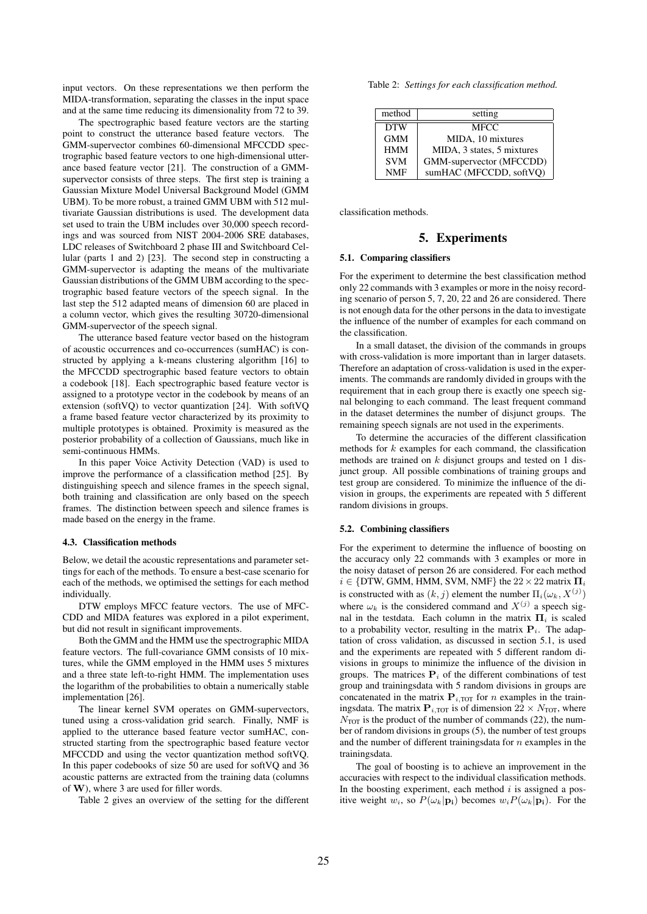input vectors. On these representations we then perform the MIDA-transformation, separating the classes in the input space and at the same time reducing its dimensionality from 72 to 39.

The spectrographic based feature vectors are the starting point to construct the utterance based feature vectors. The GMM-supervector combines 60-dimensional MFCCDD spectrographic based feature vectors to one high-dimensional utterance based feature vector [21]. The construction of a GMM-supervector consists of three steps. The first step is training a Gaussian Mixture Model Universal Background Model (GMM UBM). To be more robust, a trained GMM UBM with 512 multivariate Gaussian distributions is used. The development data set used to train the UBM includes over 30,000 speech recordings and was sourced from NIST 2004-2006 SRE databases, LDC releases of Switchboard 2 phase III and Switchboard Cellular (parts 1 and 2) [23]. The second step in constructing a GMM-supervector is adapting the means of the multivariate Gaussian distributions of the GMM UBM according to the spectrographic based feature vectors of the speech signal. In the last step the 512 adapted means of dimension 60 are placed in a column vector, which gives the resulting 30720-dimensional GMM-supervector of the speech signal.

The utterance based feature vector based on the histogram of acoustic occurrences and co-occurrences (sumHAC) is constructed by applying a k-means clustering algorithm [16] to the MFCCDD spectrographic based feature vectors to obtain a codebook [18]. Each spectrographic based feature vector is assigned to a prototype vector in the codebook by means of an extension (softVQ) to vector quantization [24]. With softVQ a frame based feature vector characterized by its proximity to multiple prototypes is obtained. Proximity is measured as the posterior probability of a collection of Gaussians, much like in semi-continuous HMMs.

In this paper Voice Activity Detection (VAD) is used to improve the performance of a classification method [25]. By distinguishing speech and silence frames in the speech signal, both training and classification are only based on the speech frames. The distinction between speech and silence frames is made based on the energy in the frame.

### 4.3. Classification methods

Below, we detail the acoustic representations and parameter settings for each of the methods. To ensure a best-case scenario for each of the methods, we optimised the settings for each method individually.

DTW employs MFCC feature vectors. The use of MFCCDD and MIDA features was explored in a pilot experiment, but did not result in significant improvements.

Both the GMM and the HMM use the spectrographic MIDA feature vectors. The full-covariance GMM consists of 10 mixtures, while the GMM employed in the HMM uses 5 mixtures and a three state left-to-right HMM. The implementation uses the logarithm of the probabilities to obtain a numerically stable implementation [26].

The linear kernel SVM operates on GMM-supervectors, tuned using a cross-validation grid search. Finally, NMF is applied to the utterance based feature vector sumHAC, constructed starting from the spectrographic based feature vector MFCCDD and using the vector quantization method softVQ. In this paper codebooks of size 50 are used for softVQ and 36 acoustic patterns are extracted from the training data (columns of $\mathbf{W}$), where 3 are used for filler words.

Table 2 gives an overview of the setting for the different classification methods.

Table 2: *Settings for each classification method.*

| method | setting |
|---|---|
| DTW | MFCC |
| GMM | MIDA, 10 mixtures |
| HMM | MIDA, 3 states, 5 mixtures |
| SVM | GMM-supervector (MFCCDD) |
| NMF | sumHAC (MFCCDD, softVQ) |

## 5. Experiments

### 5.1. Comparing classifiers

For the experiment to determine the best classification method only 22 commands with 3 examples or more in the noisy recording scenario of person 5, 7, 20, 22 and 26 are considered. There is not enough data for the other persons in the data to investigate the influence of the number of examples for each command on the classification.

In a small dataset, the division of the commands in groups with cross-validation is more important than in larger datasets. Therefore an adaptation of cross-validation is used in the experiments. The commands are randomly divided in groups with the requirement that in each group there is exactly one speech signal belonging to each command. The least frequent command in the dataset determines the number of disjunct groups. The remaining speech signals are not used in the experiments.

To determine the accuracies of the different classification methods for $k$ examples for each command, the classification methods are trained on $k$ disjunct groups and tested on 1 disjunct group. All possible combinations of training groups and test group are considered. To minimize the influence of the division in groups, the experiments are repeated with 5 different random divisions in groups.

### 5.2. Combining classifiers

For the experiment to determine the influence of boosting on the accuracy only 22 commands with 3 examples or more in the noisy dataset of person 26 are considered. For each method $i \in$ {DTW, GMM, HMM, SVM, NMF} the $22 \times 22$ matrix $\mathbf{\Pi}_i$ is constructed with as $(k, j)$ element the number $\Pi_i(\omega_k, X^{(j)})$ where $\omega_k$ is the considered command and $X^{(j)}$ a speech signal in the testdata. Each column in the matrix $\mathbf{\Pi}_i$ is scaled to a probability vector, resulting in the matrix $\mathbf{P}_i$. The adaptation of cross validation, as discussed in section 5.1, is used and the experiments are repeated with 5 different random divisions in groups to minimize the influence of the division in groups. The matrices $\mathbf{P}_i$ of the different combinations of test group and trainingsdata with 5 random divisions in groups are concatenated in the matrix $\mathbf{P}_{i,\text{TOT}}$ for $n$ examples in the trainingsdata. The matrix $\mathbf{P}_{i,\text{TOT}}$ is of dimension $22 \times N_{\text{TOT}}$, where $N_{\text{TOT}}$ is the product of the number of commands (22), the number of random divisions in groups (5), the number of test groups and the number of different trainingsdata for $n$ examples in the trainingsdata.

The goal of boosting is to achieve an improvement in the accuracies with respect to the individual classification methods. In the boosting experiment, each method $i$ is assigned a positive weight $w_i$, so $P(\omega_k|\mathbf{p_i})$ becomes $w_i P(\omega_k|\mathbf{p_i})$. For the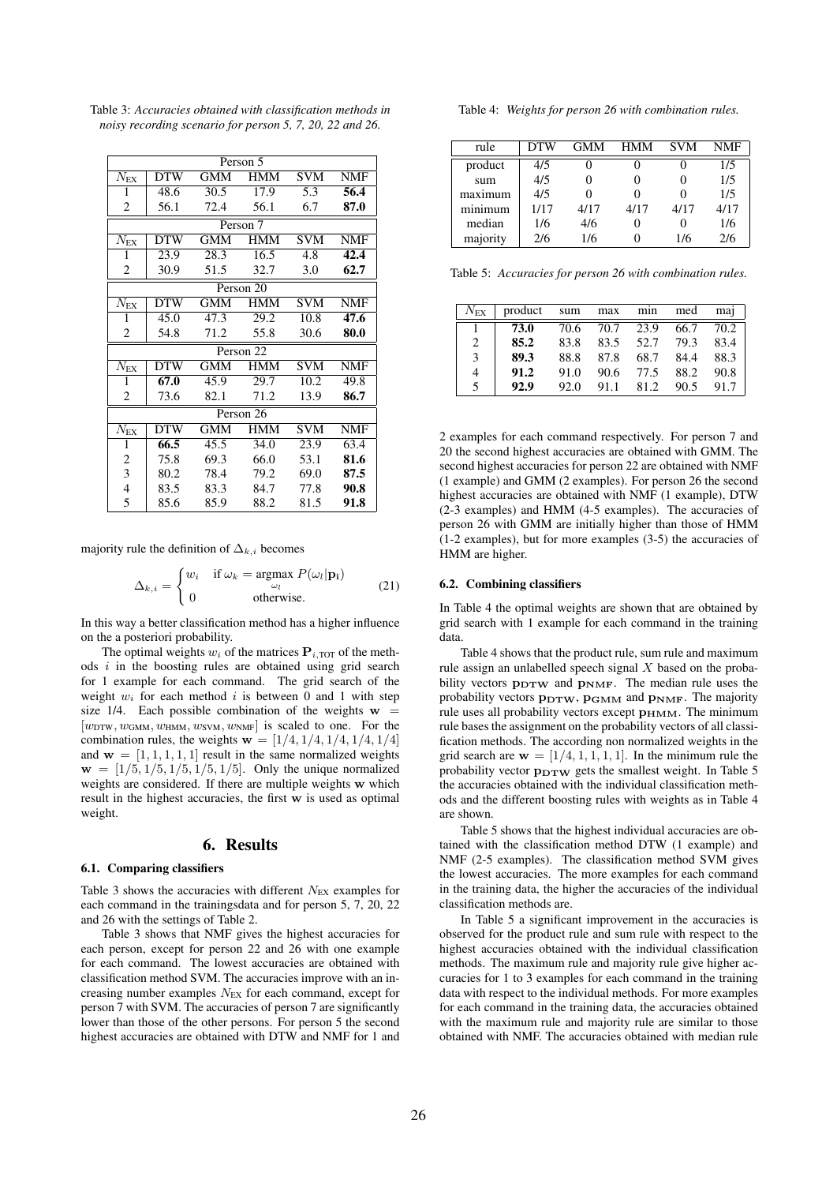Table 3: *Accuracies obtained with classification methods in noisy recording scenario for person 5, 7, 20, 22 and 26.*

| Person 5 | | | | | |
|---|---|---|---|---|---|
| $N_{\text{EX}}$ | DTW | GMM | HMM | SVM | NMF |
| 1 | 48.6 | 30.5 | 17.9 | 5.3 | **56.4** |
| 2 | 56.1 | 72.4 | 56.1 | 6.7 | **87.0** |
| **Person 7** | | | | | |
| $N_{\text{EX}}$ | DTW | GMM | HMM | SVM | NMF |
| 1 | 23.9 | 28.3 | 16.5 | 4.8 | **42.4** |
| 2 | 30.9 | 51.5 | 32.7 | 3.0 | **62.7** |
| **Person 20** | | | | | |
| $N_{\text{EX}}$ | DTW | GMM | HMM | SVM | NMF |
| 1 | 45.0 | 47.3 | 29.2 | 10.8 | **47.6** |
| 2 | 54.8 | 71.2 | 55.8 | 30.6 | **80.0** |
| **Person 22** | | | | | |
| $N_{\text{EX}}$ | DTW | GMM | HMM | SVM | NMF |
| 1 | **67.0** | 45.9 | 29.7 | 10.2 | 49.8 |
| 2 | 73.6 | 82.1 | 71.2 | 13.9 | **86.7** |
| **Person 26** | | | | | |
| $N_{\text{EX}}$ | DTW | GMM | HMM | SVM | NMF |
| 1 | **66.5** | 45.5 | 34.0 | 23.9 | 63.4 |
| 2 | 75.8 | 69.3 | 66.0 | 53.1 | **81.6** |
| 3 | 80.2 | 78.4 | 79.2 | 69.0 | **87.5** |
| 4 | 83.5 | 83.3 | 84.7 | 77.8 | **90.8** |
| 5 | 85.6 | 85.9 | 88.2 | 81.5 | **91.8** |

majority rule the definition of $\Delta_{k,i}$ becomes

$$\Delta_{k,i} = \begin{cases} w_i & \text{if } \omega_k = \underset{\omega_l}{\text{argmax}}\ P(\omega_l|\mathbf{p_i}) \\ 0 & \text{otherwise.} \end{cases} \tag{21}$$

In this way a better classification method has a higher influence on the a posteriori probability.

The optimal weights $w_i$ of the matrices $\mathbf{P}_{i,\text{TOT}}$ of the methods $i$ in the boosting rules are obtained using grid search for 1 example for each command. The grid search of the weight $w_i$ for each method $i$ is between 0 and 1 with step size 1/4. Each possible combination of the weights $\mathbf{w} = [w_{\text{DTW}}, w_{\text{GMM}}, w_{\text{HMM}}, w_{\text{SVM}}, w_{\text{NMF}}]$ is scaled to one. For the combination rules, the weights $\mathbf{w} = [1/4, 1/4, 1/4, 1/4, 1/4]$ and $\mathbf{w} = [1, 1, 1, 1, 1]$ result in the same normalized weights $\mathbf{w} = [1/5, 1/5, 1/5, 1/5, 1/5]$. Only the unique normalized weights are considered. If there are multiple weights $\mathbf{w}$ which result in the highest accuracies, the first $\mathbf{w}$ is used as optimal weight.

# 6. Results

## 6.1. Comparing classifiers

Table 3 shows the accuracies with different $N_{\text{EX}}$ examples for each command in the trainingsdata and for person 5, 7, 20, 22 and 26 with the settings of Table 2.

Table 3 shows that NMF gives the highest accuracies for each person, except for person 22 and 26 with one example for each command. The lowest accuracies are obtained with classification method SVM. The accuracies improve with an increasing number examples $N_{\text{EX}}$ for each command, except for person 7 with SVM. The accuracies of person 7 are significantly lower than those of the other persons. For person 5 the second highest accuracies are obtained with DTW and NMF for 1 and 2 examples for each command respectively. For person 7 and 20 the second highest accuracies are obtained with GMM. The second highest accuracies for person 22 are obtained with NMF (1 example) and GMM (2 examples). For person 26 the second highest accuracies are obtained with NMF (1 example), DTW (2-3 examples) and HMM (4-5 examples). The accuracies of person 26 with GMM are initially higher than those of HMM (1-2 examples), but for more examples (3-5) the accuracies of HMM are higher.

## 6.2. Combining classifiers

In Table 4 the optimal weights are shown that are obtained by grid search with 1 example for each command in the training data.

Table 4: *Weights for person 26 with combination rules.*

| rule | DTW | GMM | HMM | SVM | NMF |
|---|---|---|---|---|---|
| product | 4/5 | 0 | 0 | 0 | 1/5 |
| sum | 4/5 | 0 | 0 | 0 | 1/5 |
| maximum | 4/5 | 0 | 0 | 0 | 1/5 |
| minimum | 1/17 | 4/17 | 4/17 | 4/17 | 4/17 |
| median | 1/6 | 4/6 | 0 | 0 | 1/6 |
| majority | 2/6 | 1/6 | 0 | 1/6 | 2/6 |

Table 4 shows that the product rule, sum rule and maximum rule assign an unlabelled speech signal $X$ based on the probability vectors $\mathbf{p_{DTW}}$ and $\mathbf{p_{NMF}}$. The median rule uses the probability vectors $\mathbf{p_{DTW}}$, $\mathbf{p_{GMM}}$ and $\mathbf{p_{NMF}}$. The majority rule uses all probability vectors except $\mathbf{p_{HMM}}$. The minimum rule bases the assignment on the probability vectors of all classification methods. The according non normalized weights in the grid search are $\mathbf{w} = [1/4, 1, 1, 1, 1]$. In the minimum rule the probability vector $\mathbf{p_{DTW}}$ gets the smallest weight. In Table 5 the accuracies obtained with the individual classification methods and the different boosting rules with weights as in Table 4 are shown.

Table 5: *Accuracies for person 26 with combination rules.*

| $N_{\text{EX}}$ | product | sum | max | min | med | maj |
|---|---|---|---|---|---|---|
| 1 | **73.0** | 70.6 | 70.7 | 23.9 | 66.7 | 70.2 |
| 2 | **85.2** | 83.8 | 83.5 | 52.7 | 79.3 | 83.4 |
| 3 | **89.3** | 88.8 | 87.8 | 68.7 | 84.4 | 88.3 |
| 4 | **91.2** | 91.0 | 90.6 | 77.5 | 88.2 | 90.8 |
| 5 | **92.9** | 92.0 | 91.1 | 81.2 | 90.5 | 91.7 |

Table 5 shows that the highest individual accuracies are obtained with the classification method DTW (1 example) and NMF (2-5 examples). The classification method SVM gives the lowest accuracies. The more examples for each command in the training data, the higher the accuracies of the individual classification methods are.

In Table 5 a significant improvement in the accuracies is observed for the product rule and sum rule with respect to the highest accuracies obtained with the individual classification methods. The maximum rule and majority rule give higher accuracies for 1 to 3 examples for each command in the training data with respect to the individual methods. For more examples for each command in the training data, the accuracies obtained with the maximum rule and majority rule are similar to those obtained with NMF. The accuracies obtained with median rule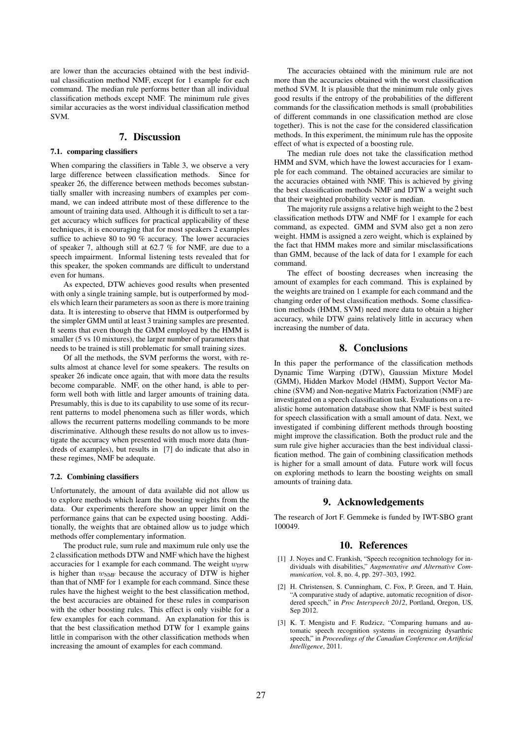are lower than the accuracies obtained with the best individual classification method NMF, except for 1 example for each command. The median rule performs better than all individual classification methods except NMF. The minimum rule gives similar accuracies as the worst individual classification method SVM.

# 7. Discussion

## 7.1. comparing classifiers

When comparing the classifiers in Table 3, we observe a very large difference between classification methods. Since for speaker 26, the difference between methods becomes substantially smaller with increasing numbers of examples per command, we can indeed attribute most of these difference to the amount of training data used. Although it is difficult to set a target accuracy which suffices for practical applicability of these techniques, it is encouraging that for most speakers 2 examples suffice to achieve 80 to 90 % accuracy. The lower accuracies of speaker 7, although still at 62.7 % for NMF, are due to a speech impairment. Informal listening tests revealed that for this speaker, the spoken commands are difficult to understand even for humans.

As expected, DTW achieves good results when presented with only a single training sample, but is outperformed by models which learn their parameters as soon as there is more training data. It is interesting to observe that HMM is outperformed by the simpler GMM until at least 3 training samples are presented. It seems that even though the GMM employed by the HMM is smaller (5 vs 10 mixtures), the larger number of parameters that needs to be trained is still problematic for small training sizes.

Of all the methods, the SVM performs the worst, with results almost at chance level for some speakers. The results on speaker 26 indicate once again, that with more data the results become comparable. NMF, on the other hand, is able to perform well both with little and larger amounts of training data. Presumably, this is due to its capability to use some of its recurrent patterns to model phenomena such as filler words, which allows the recurrent patterns modelling commands to be more discriminative. Although these results do not allow us to investigate the accuracy when presented with much more data (hundreds of examples), but results in [7] do indicate that also in these regimes, NMF be adequate.

## 7.2. Combining classifiers

Unfortunately, the amount of data available did not allow us to explore methods which learn the boosting weights from the data. Our experiments therefore show an upper limit on the performance gains that can be expected using boosting. Additionally, the weights that are obtained allow us to judge which methods offer complementary information.

The product rule, sum rule and maximum rule only use the 2 classification methods DTW and NMF which have the highest accuracies for 1 example for each command. The weight $w_{\text{DTW}}$ is higher than $w_{\text{NMF}}$ because the accuracy of DTW is higher than that of NMF for 1 example for each command. Since these rules have the highest weight to the best classification method, the best accuracies are obtained for these rules in comparison with the other boosting rules. This effect is only visible for a few examples for each command. An explanation for this is that the best classification method DTW for 1 example gains little in comparison with the other classification methods when increasing the amount of examples for each command.

The accuracies obtained with the minimum rule are not more than the accuracies obtained with the worst classification method SVM. It is plausible that the minimum rule only gives good results if the entropy of the probabilities of the different commands for the classification methods is small (probabilities of different commands in one classification method are close together). This is not the case for the considered classification methods. In this experiment, the minimum rule has the opposite effect of what is expected of a boosting rule.

The median rule does not take the classification method HMM and SVM, which have the lowest accuracies for 1 example for each command. The obtained accuracies are similar to the accuracies obtained with NMF. This is achieved by giving the best classification methods NMF and DTW a weight such that their weighted probability vector is median.

The majority rule assigns a relative high weight to the 2 best classification methods DTW and NMF for 1 example for each command, as expected. GMM and SVM also get a non zero weight. HMM is assigned a zero weight, which is explained by the fact that HMM makes more and similar misclassifications than GMM, because of the lack of data for 1 example for each command.

The effect of boosting decreases when increasing the amount of examples for each command. This is explained by the weights are trained on 1 example for each command and the changing order of best classification methods. Some classification methods (HMM, SVM) need more data to obtain a higher accuracy, while DTW gains relatively little in accuracy when increasing the number of data.

# 8. Conclusions

In this paper the performance of the classification methods Dynamic Time Warping (DTW), Gaussian Mixture Model (GMM), Hidden Markov Model (HMM), Support Vector Machine (SVM) and Non-negative Matrix Factorization (NMF) are investigated on a speech classification task. Evaluations on a realistic home automation database show that NMF is best suited for speech classification with a small amount of data. Next, we investigated if combining different methods through boosting might improve the classification. Both the product rule and the sum rule give higher accuracies than the best individual classification method. The gain of combining classification methods is higher for a small amount of data. Future work will focus on exploring methods to learn the boosting weights on small amounts of training data.

# 9. Acknowledgements

The research of Jort F. Gemmeke is funded by IWT-SBO grant 100049.

# 10. References

[1] J. Noyes and C. Frankish, "Speech recognition technology for individuals with disabilities," *Augmentative and Alternative Communication*, vol. 8, no. 4, pp. 297–303, 1992.

[2] H. Christensen, S. Cunningham, C. Fox, P. Green, and T. Hain, "A comparative study of adaptive, automatic recognition of disordered speech," in *Proc Interspeech 2012*, Portland, Oregon, US, Sep 2012.

[3] K. T. Mengistu and F. Rudzicz, "Comparing humans and automatic speech recognition systems in recognizing dysarthric speech," in *Proceedings of the Canadian Conference on Artificial Intelligence*, 2011.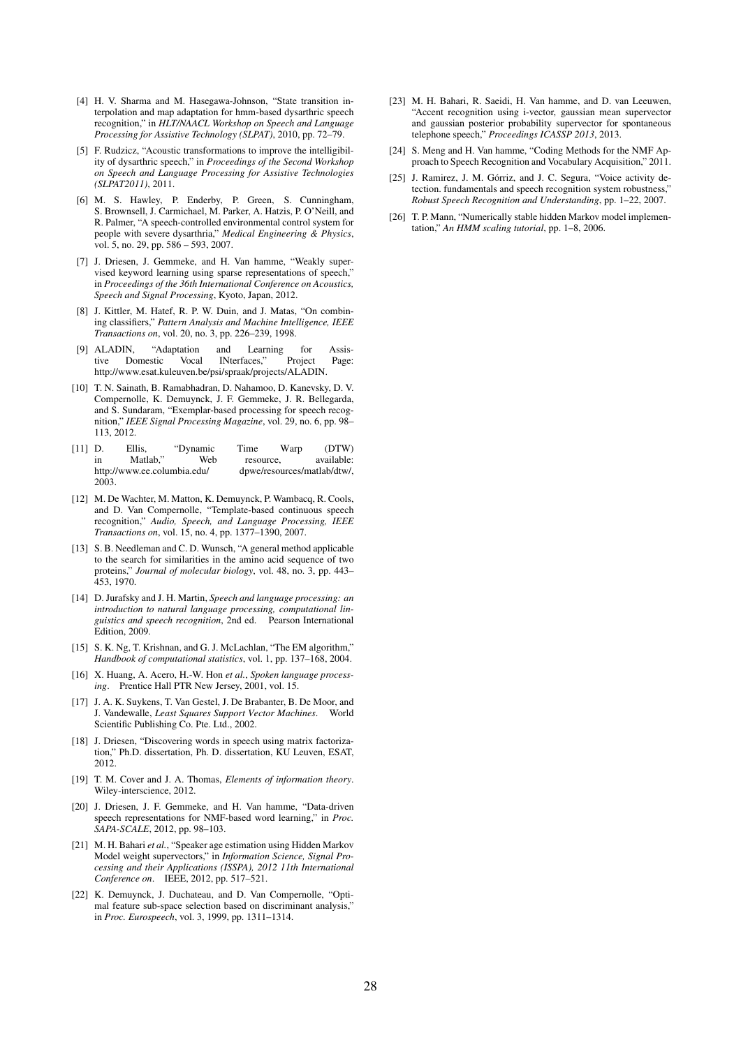[4] H. V. Sharma and M. Hasegawa-Johnson, "State transition interpolation and map adaptation for hmm-based dysarthric speech recognition," in *HLT/NAACL Workshop on Speech and Language Processing for Assistive Technology (SLPAT)*, 2010, pp. 72–79.

[5] F. Rudzicz, "Acoustic transformations to improve the intelligibility of dysarthric speech," in *Proceedings of the Second Workshop on Speech and Language Processing for Assistive Technologies (SLPAT2011)*, 2011.

[6] M. S. Hawley, P. Enderby, P. Green, S. Cunningham, S. Brownsell, J. Carmichael, M. Parker, A. Hatzis, P. O'Neill, and R. Palmer, "A speech-controlled environmental control system for people with severe dysarthria," *Medical Engineering & Physics*, vol. 5, no. 29, pp. 586 – 593, 2007.

[7] J. Driesen, J. Gemmeke, and H. Van hamme, "Weakly supervised keyword learning using sparse representations of speech," in *Proceedings of the 36th International Conference on Acoustics, Speech and Signal Processing*, Kyoto, Japan, 2012.

[8] J. Kittler, M. Hatef, R. P. W. Duin, and J. Matas, "On combining classifiers," *Pattern Analysis and Machine Intelligence, IEEE Transactions on*, vol. 20, no. 3, pp. 226–239, 1998.

[9] ALADIN, "Adaptation and Learning for Assistive Domestic Vocal INterfaces," Project Page: http://www.esat.kuleuven.be/psi/spraak/projects/ALADIN.

[10] T. N. Sainath, B. Ramabhadran, D. Nahamoo, D. Kanevsky, D. V. Compernolle, K. Demuynck, J. F. Gemmeke, J. R. Bellegarda, and S. Sundaram, "Exemplar-based processing for speech recognition," *IEEE Signal Processing Magazine*, vol. 29, no. 6, pp. 98–113, 2012.

[11] D. Ellis, "Dynamic Time Warp (DTW) in Matlab," Web resource, available: http://www.ee.columbia.edu/ dpwe/resources/matlab/dtw/, 2003.

[12] M. De Wachter, M. Matton, K. Demuynck, P. Wambacq, R. Cools, and D. Van Compernolle, "Template-based continuous speech recognition," *Audio, Speech, and Language Processing, IEEE Transactions on*, vol. 15, no. 4, pp. 1377–1390, 2007.

[13] S. B. Needleman and C. D. Wunsch, "A general method applicable to the search for similarities in the amino acid sequence of two proteins," *Journal of molecular biology*, vol. 48, no. 3, pp. 443–453, 1970.

[14] D. Jurafsky and J. H. Martin, *Speech and language processing: an introduction to natural language processing, computational linguistics and speech recognition*, 2nd ed. Pearson International Edition, 2009.

[15] S. K. Ng, T. Krishnan, and G. J. McLachlan, "The EM algorithm," *Handbook of computational statistics*, vol. 1, pp. 137–168, 2004.

[16] X. Huang, A. Acero, H.-W. Hon *et al.*, *Spoken language processing*. Prentice Hall PTR New Jersey, 2001, vol. 15.

[17] J. A. K. Suykens, T. Van Gestel, J. De Brabanter, B. De Moor, and J. Vandewalle, *Least Squares Support Vector Machines*. World Scientific Publishing Co. Pte. Ltd., 2002.

[18] J. Driesen, "Discovering words in speech using matrix factorization," Ph.D. dissertation, Ph. D. dissertation, KU Leuven, ESAT, 2012.

[19] T. M. Cover and J. A. Thomas, *Elements of information theory*. Wiley-interscience, 2012.

[20] J. Driesen, J. F. Gemmeke, and H. Van hamme, "Data-driven speech representations for NMF-based word learning," in *Proc. SAPA-SCALE*, 2012, pp. 98–103.

[21] M. H. Bahari *et al.*, "Speaker age estimation using Hidden Markov Model weight supervectors," in *Information Science, Signal Processing and their Applications (ISSPA), 2012 11th International Conference on*. IEEE, 2012, pp. 517–521.

[22] K. Demuynck, J. Duchateau, and D. Van Compernolle, "Optimal feature sub-space selection based on discriminant analysis," in *Proc. Eurospeech*, vol. 3, 1999, pp. 1311–1314.

[23] M. H. Bahari, R. Saeidi, H. Van hamme, and D. van Leeuwen, "Accent recognition using i-vector, gaussian mean supervector and gaussian posterior probability supervector for spontaneous telephone speech," *Proceedings ICASSP 2013*, 2013.

[24] S. Meng and H. Van hamme, "Coding Methods for the NMF Approach to Speech Recognition and Vocabulary Acquisition," 2011.

[25] J. Ramirez, J. M. Górriz, and J. C. Segura, "Voice activity detection. fundamentals and speech recognition system robustness," *Robust Speech Recognition and Understanding*, pp. 1–22, 2007.

[26] T. P. Mann, "Numerically stable hidden Markov model implementation," *An HMM scaling tutorial*, pp. 1–8, 2006.